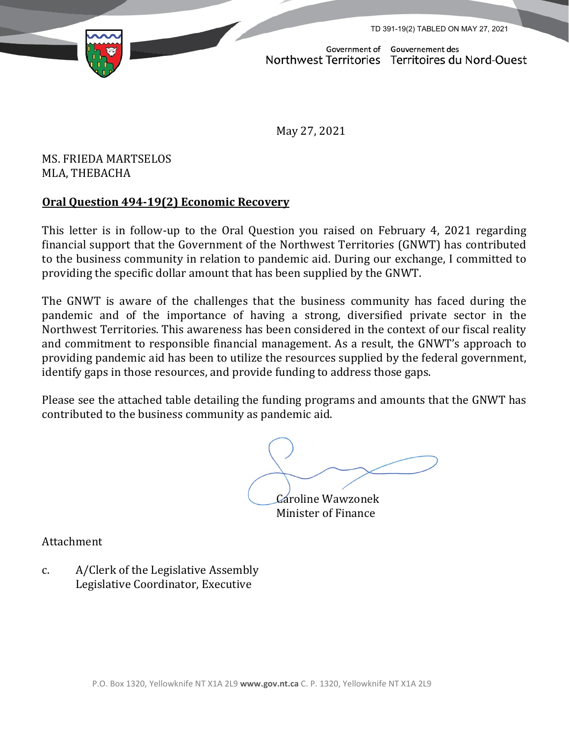TD 391-19(2) TABLED ON MAY 27, 2021

Government of Northwest Territories | Gouvernement des Territoires du Nord-Ouest

May 27, 2021

MS. FRIEDA MARTSELOS
MLA, THEBACHA

**Oral Question 494-19(2) Economic Recovery**

This letter is in follow-up to the Oral Question you raised on February 4, 2021 regarding financial support that the Government of the Northwest Territories (GNWT) has contributed to the business community in relation to pandemic aid. During our exchange, I committed to providing the specific dollar amount that has been supplied by the GNWT.

The GNWT is aware of the challenges that the business community has faced during the pandemic and of the importance of having a strong, diversified private sector in the Northwest Territories. This awareness has been considered in the context of our fiscal reality and commitment to responsible financial management. As a result, the GNWT's approach to providing pandemic aid has been to utilize the resources supplied by the federal government, identify gaps in those resources, and provide funding to address those gaps.

Please see the attached table detailing the funding programs and amounts that the GNWT has contributed to the business community as pandemic aid.

Caroline Wawzonek
Minister of Finance

Attachment

c. A/Clerk of the Legislative Assembly
Legislative Coordinator, Executive

P.O. Box 1320, Yellowknife NT X1A 2L9 **www.gov.nt.ca** C. P. 1320, Yellowknife NT X1A 2L9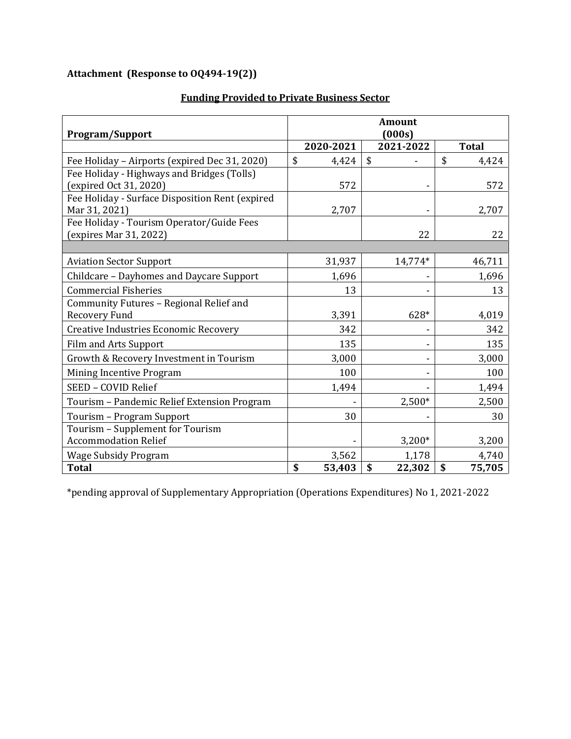**Attachment (Response to OQ494-19(2))**

**Funding Provided to Private Business Sector**

| Program/Support | Amount (000s) | | |
|---|---|---|---|
| | **2020-2021** | **2021-2022** | **Total** |
| Fee Holiday – Airports (expired Dec 31, 2020) | $ 4,424 | $ - | $ 4,424 |
| Fee Holiday - Highways and Bridges (Tolls) (expired Oct 31, 2020) | 572 | - | 572 |
| Fee Holiday - Surface Disposition Rent (expired Mar 31, 2021) | 2,707 | - | 2,707 |
| Fee Holiday - Tourism Operator/Guide Fees (expires Mar 31, 2022) | | 22 | 22 |
| | | | |
| Aviation Sector Support | 31,937 | 14,774* | 46,711 |
| Childcare – Dayhomes and Daycare Support | 1,696 | - | 1,696 |
| Commercial Fisheries | 13 | - | 13 |
| Community Futures – Regional Relief and Recovery Fund | 3,391 | 628* | 4,019 |
| Creative Industries Economic Recovery | 342 | - | 342 |
| Film and Arts Support | 135 | - | 135 |
| Growth & Recovery Investment in Tourism | 3,000 | - | 3,000 |
| Mining Incentive Program | 100 | - | 100 |
| SEED – COVID Relief | 1,494 | - | 1,494 |
| Tourism – Pandemic Relief Extension Program | - | 2,500* | 2,500 |
| Tourism – Program Support | 30 | - | 30 |
| Tourism – Supplement for Tourism Accommodation Relief | - | 3,200* | 3,200 |
| Wage Subsidy Program | 3,562 | 1,178 | 4,740 |
| **Total** | **$ 53,403** | **$ 22,302** | **$ 75,705** |

*pending approval of Supplementary Appropriation (Operations Expenditures) No 1, 2021-2022